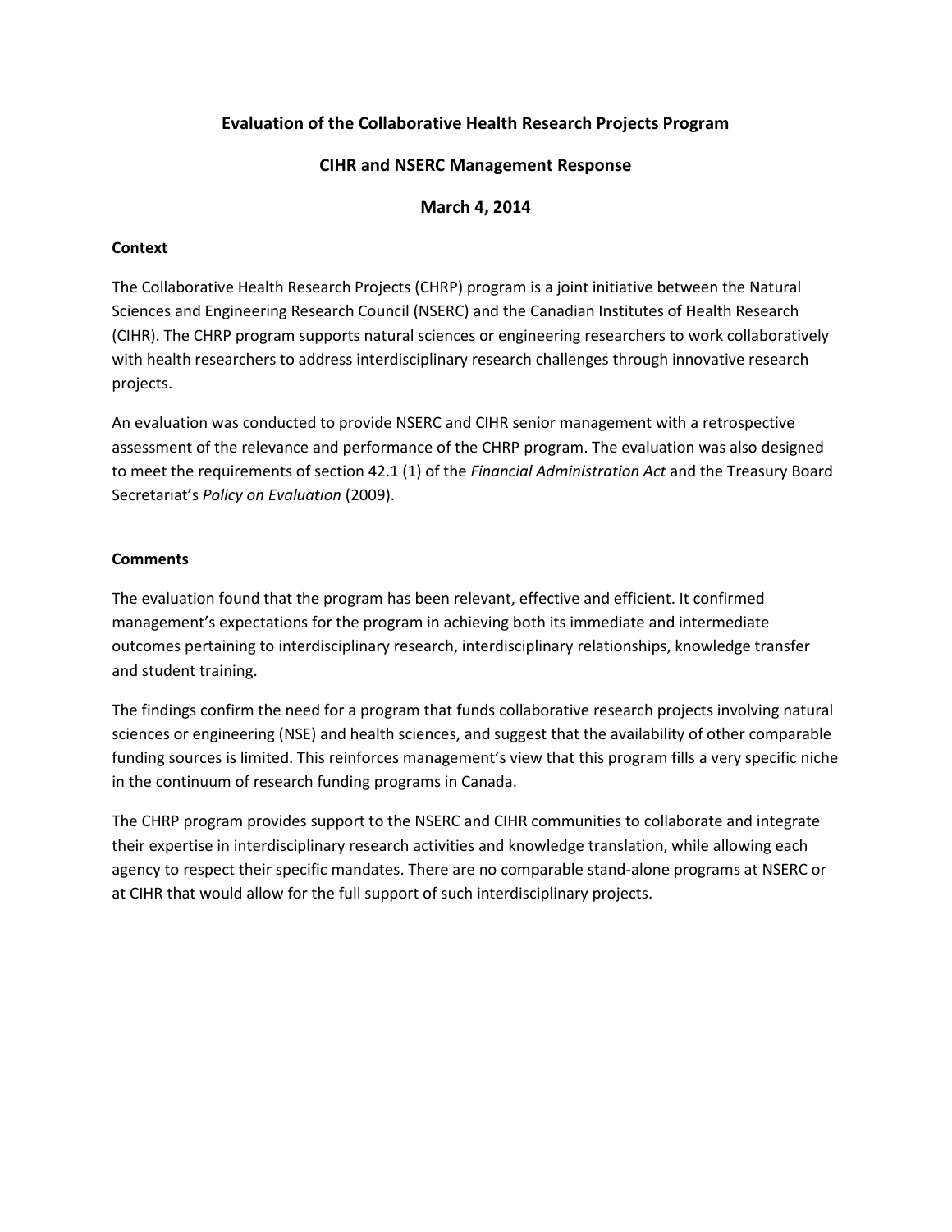# Evaluation of the Collaborative Health Research Projects Program

## CIHR and NSERC Management Response

## March 4, 2014

**Context**

The Collaborative Health Research Projects (CHRP) program is a joint initiative between the Natural Sciences and Engineering Research Council (NSERC) and the Canadian Institutes of Health Research (CIHR). The CHRP program supports natural sciences or engineering researchers to work collaboratively with health researchers to address interdisciplinary research challenges through innovative research projects.

An evaluation was conducted to provide NSERC and CIHR senior management with a retrospective assessment of the relevance and performance of the CHRP program. The evaluation was also designed to meet the requirements of section 42.1 (1) of the *Financial Administration Act* and the Treasury Board Secretariat's *Policy on Evaluation* (2009).

**Comments**

The evaluation found that the program has been relevant, effective and efficient. It confirmed management's expectations for the program in achieving both its immediate and intermediate outcomes pertaining to interdisciplinary research, interdisciplinary relationships, knowledge transfer and student training.

The findings confirm the need for a program that funds collaborative research projects involving natural sciences or engineering (NSE) and health sciences, and suggest that the availability of other comparable funding sources is limited. This reinforces management's view that this program fills a very specific niche in the continuum of research funding programs in Canada.

The CHRP program provides support to the NSERC and CIHR communities to collaborate and integrate their expertise in interdisciplinary research activities and knowledge translation, while allowing each agency to respect their specific mandates. There are no comparable stand-alone programs at NSERC or at CIHR that would allow for the full support of such interdisciplinary projects.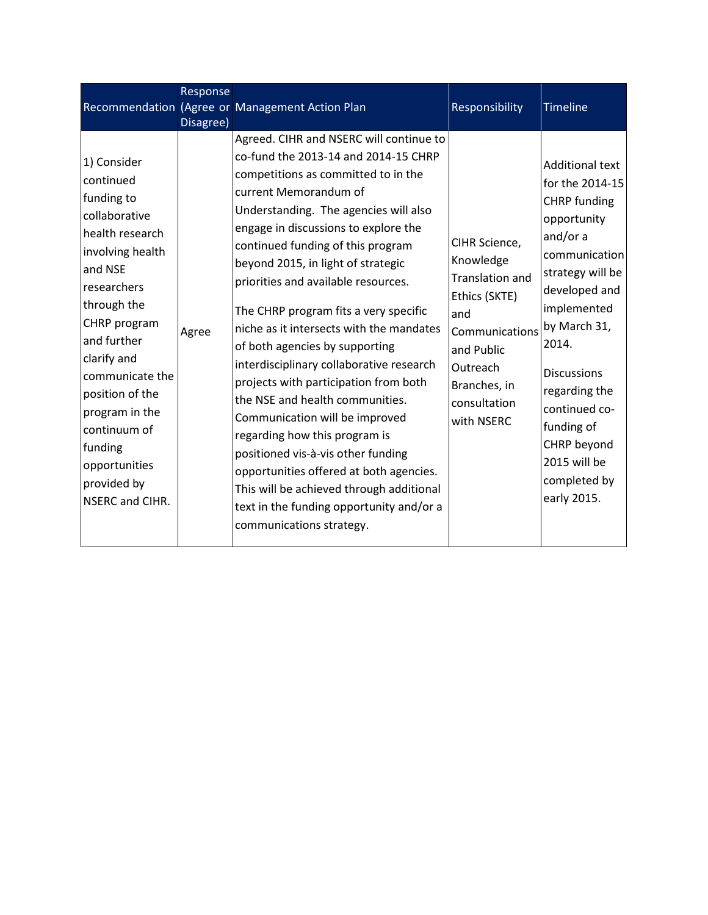| Recommendation | Response (Agree or Disagree) | Management Action Plan | Responsibility | Timeline |
|---|---|---|---|---|
| 1) Consider continued funding to collaborative health research involving health and NSE researchers through the CHRP program and further clarify and communicate the position of the program in the continuum of funding opportunities provided by NSERC and CIHR. | Agree | Agreed. CIHR and NSERC will continue to co-fund the 2013-14 and 2014-15 CHRP competitions as committed to in the current Memorandum of Understanding. The agencies will also engage in discussions to explore the continued funding of this program beyond 2015, in light of strategic priorities and available resources.<br><br>The CHRP program fits a very specific niche as it intersects with the mandates of both agencies by supporting interdisciplinary collaborative research projects with participation from both the NSE and health communities. Communication will be improved regarding how this program is positioned vis-à-vis other funding opportunities offered at both agencies. This will be achieved through additional text in the funding opportunity and/or a communications strategy. | CIHR Science, Knowledge Translation and Ethics (SKTE) and Communications and Public Outreach Branches, in consultation with NSERC | Additional text for the 2014-15 CHRP funding opportunity and/or a communication strategy will be developed and implemented by March 31, 2014.<br><br>Discussions regarding the continued co-funding of CHRP beyond 2015 will be completed by early 2015. |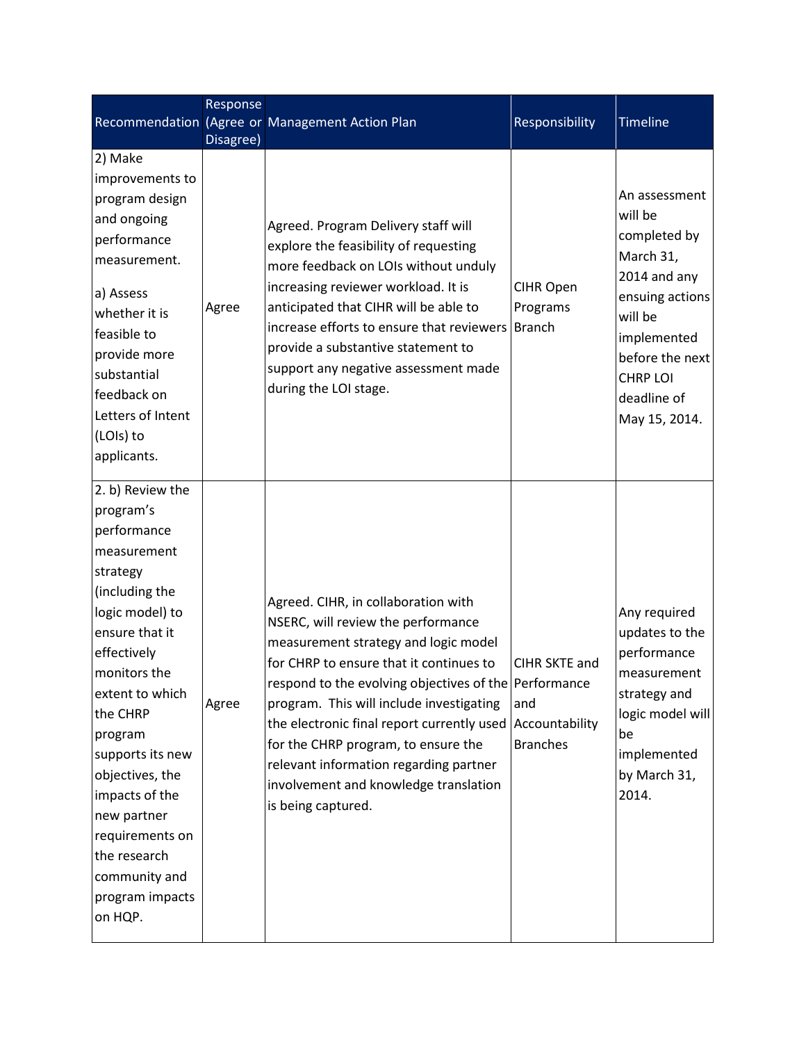| Recommendation | Response (Agree or Disagree) | Management Action Plan | Responsibility | Timeline |
|---|---|---|---|---|
| 2) Make improvements to program design and ongoing performance measurement.<br><br>a) Assess whether it is feasible to provide more substantial feedback on Letters of Intent (LOIs) to applicants. | Agree | Agreed. Program Delivery staff will explore the feasibility of requesting more feedback on LOIs without unduly increasing reviewer workload. It is anticipated that CIHR will be able to increase efforts to ensure that reviewers provide a substantive statement to support any negative assessment made during the LOI stage. | CIHR Open Programs Branch | An assessment will be completed by March 31, 2014 and any ensuing actions will be implemented before the next CHRP LOI deadline of May 15, 2014. |
| 2. b) Review the program's performance measurement strategy (including the logic model) to ensure that it effectively monitors the extent to which the CHRP program supports its new objectives, the impacts of the new partner requirements on the research community and program impacts on HQP. | Agree | Agreed. CIHR, in collaboration with NSERC, will review the performance measurement strategy and logic model for CHRP to ensure that it continues to respond to the evolving objectives of the program. This will include investigating the electronic final report currently used for the CHRP program, to ensure the relevant information regarding partner involvement and knowledge translation is being captured. | CIHR SKTE and Performance and Accountability Branches | Any required updates to the performance measurement strategy and logic model will be implemented by March 31, 2014. |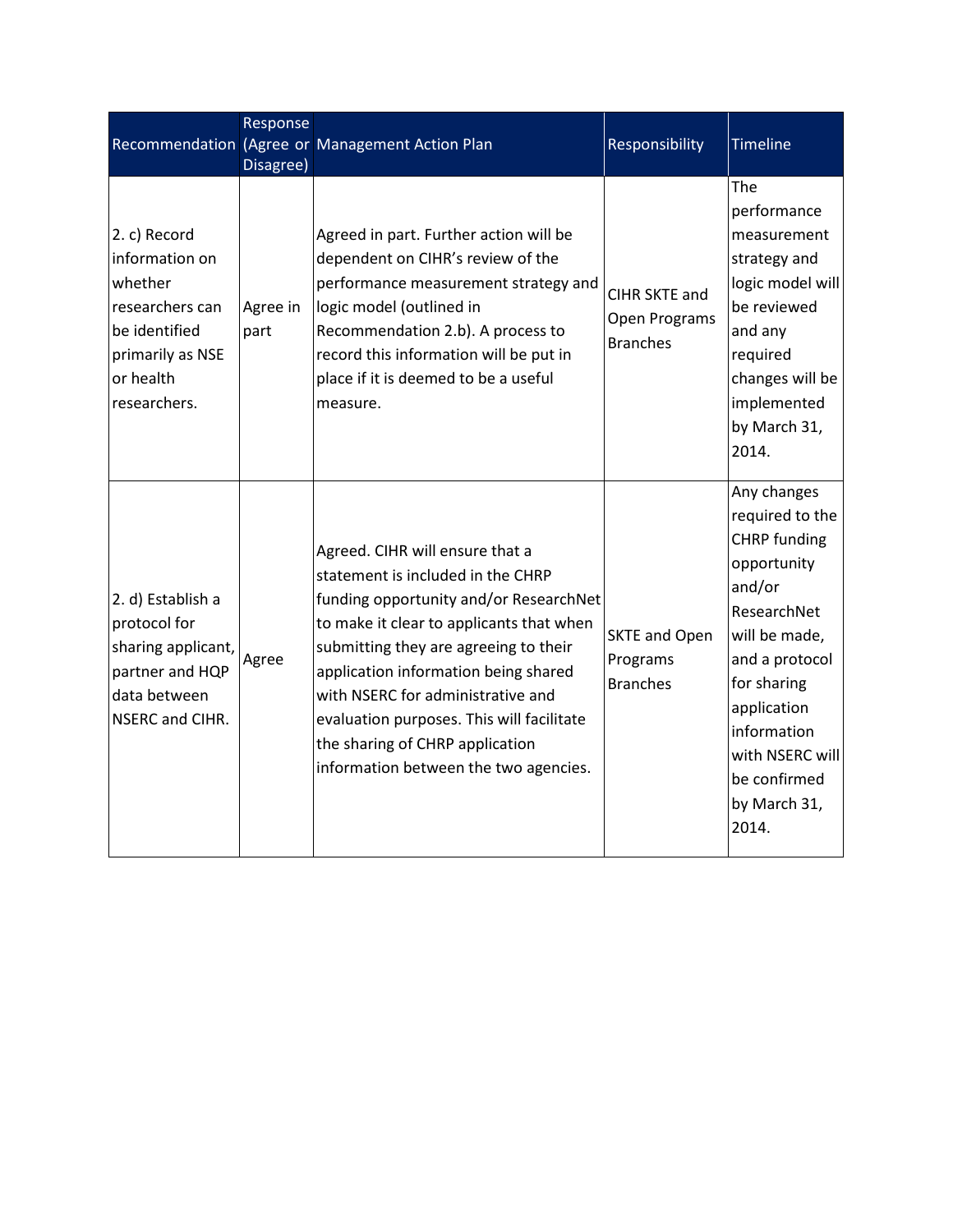| Recommendation | Response (Agree or Disagree) | Management Action Plan | Responsibility | Timeline |
| --- | --- | --- | --- | --- |
| 2. c) Record information on whether researchers can be identified primarily as NSE or health researchers. | Agree in part | Agreed in part. Further action will be dependent on CIHR's review of the performance measurement strategy and logic model (outlined in Recommendation 2.b). A process to record this information will be put in place if it is deemed to be a useful measure. | CIHR SKTE and Open Programs Branches | The performance measurement strategy and logic model will be reviewed and any required changes will be implemented by March 31, 2014. |
| 2. d) Establish a protocol for sharing applicant, partner and HQP data between NSERC and CIHR. | Agree | Agreed. CIHR will ensure that a statement is included in the CHRP funding opportunity and/or ResearchNet to make it clear to applicants that when submitting they are agreeing to their application information being shared with NSERC for administrative and evaluation purposes. This will facilitate the sharing of CHRP application information between the two agencies. | SKTE and Open Programs Branches | Any changes required to the CHRP funding opportunity and/or ResearchNet will be made, and a protocol for sharing application information with NSERC will be confirmed by March 31, 2014. |